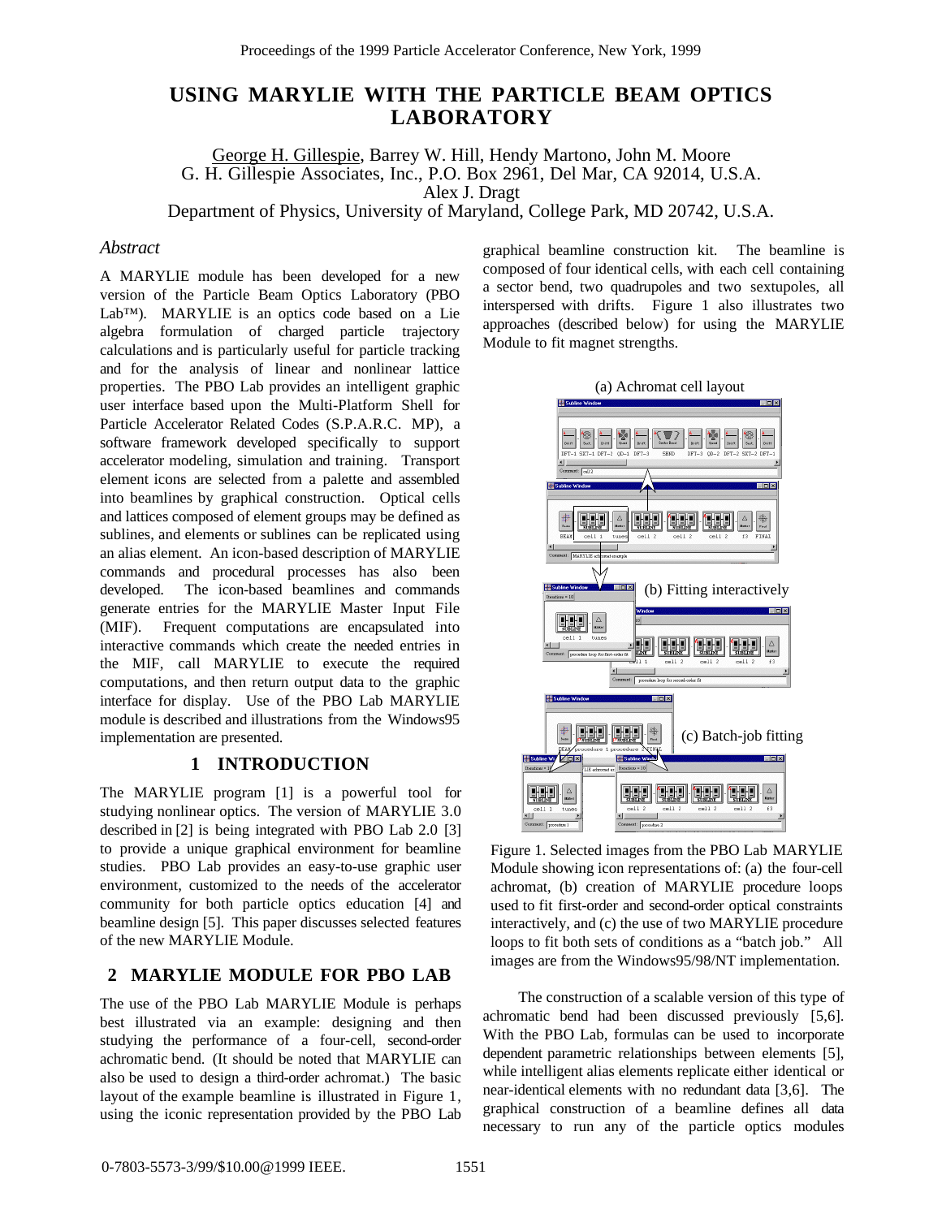# USING MARYLIE WITH THE PARTICLE BEAM OPTICS LABORATORY

George H. Gillespie, Barrey W. Hill, Hendy Martono, John M. Moore
G. H. Gillespie Associates, Inc., P.O. Box 2961, Del Mar, CA 92014, U.S.A.
Alex J. Dragt
Department of Physics, University of Maryland, College Park, MD 20742, U.S.A.

### *Abstract*

A MARYLIE module has been developed for a new version of the Particle Beam Optics Laboratory (PBO Lab™). MARYLIE is an optics code based on a Lie algebra formulation of charged particle trajectory calculations and is particularly useful for particle tracking and for the analysis of linear and nonlinear lattice properties. The PBO Lab provides an intelligent graphic user interface based upon the Multi-Platform Shell for Particle Accelerator Related Codes (S.P.A.R.C. MP), a software framework developed specifically to support accelerator modeling, simulation and training. Transport element icons are selected from a palette and assembled into beamlines by graphical construction. Optical cells and lattices composed of element groups may be defined as sublines, and elements or sublines can be replicated using an alias element. An icon-based description of MARYLIE commands and procedural processes has also been developed. The icon-based beamlines and commands generate entries for the MARYLIE Master Input File (MIF). Frequent computations are encapsulated into interactive commands which create the needed entries in the MIF, call MARYLIE to execute the required computations, and then return output data to the graphic interface for display. Use of the PBO Lab MARYLIE module is described and illustrations from the Windows95 implementation are presented.

## 1 INTRODUCTION

The MARYLIE program [1] is a powerful tool for studying nonlinear optics. The version of MARYLIE 3.0 described in [2] is being integrated with PBO Lab 2.0 [3] to provide a unique graphical environment for beamline studies. PBO Lab provides an easy-to-use graphic user environment, customized to the needs of the accelerator community for both particle optics education [4] and beamline design [5]. This paper discusses selected features of the new MARYLIE Module.

## 2 MARYLIE MODULE FOR PBO LAB

The use of the PBO Lab MARYLIE Module is perhaps best illustrated via an example: designing and then studying the performance of a four-cell, second-order achromatic bend. (It should be noted that MARYLIE can also be used to design a third-order achromat.) The basic layout of the example beamline is illustrated in Figure 1, using the iconic representation provided by the PBO Lab graphical beamline construction kit. The beamline is composed of four identical cells, with each cell containing a sector bend, two quadrupoles and two sextupoles, all interspersed with drifts. Figure 1 also illustrates two approaches (described below) for using the MARYLIE Module to fit magnet strengths.

Figure 1. Selected images from the PBO Lab MARYLIE Module showing icon representations of: (a) the four-cell achromat, (b) creation of MARYLIE procedure loops used to fit first-order and second-order optical constraints interactively, and (c) the use of two MARYLIE procedure loops to fit both sets of conditions as a "batch job." All images are from the Windows95/98/NT implementation.

The construction of a scalable version of this type of achromatic bend had been discussed previously [5,6]. With the PBO Lab, formulas can be used to incorporate dependent parametric relationships between elements [5], while intelligent alias elements replicate either identical or near-identical elements with no redundant data [3,6]. The graphical construction of a beamline defines all data necessary to run any of the particle optics modules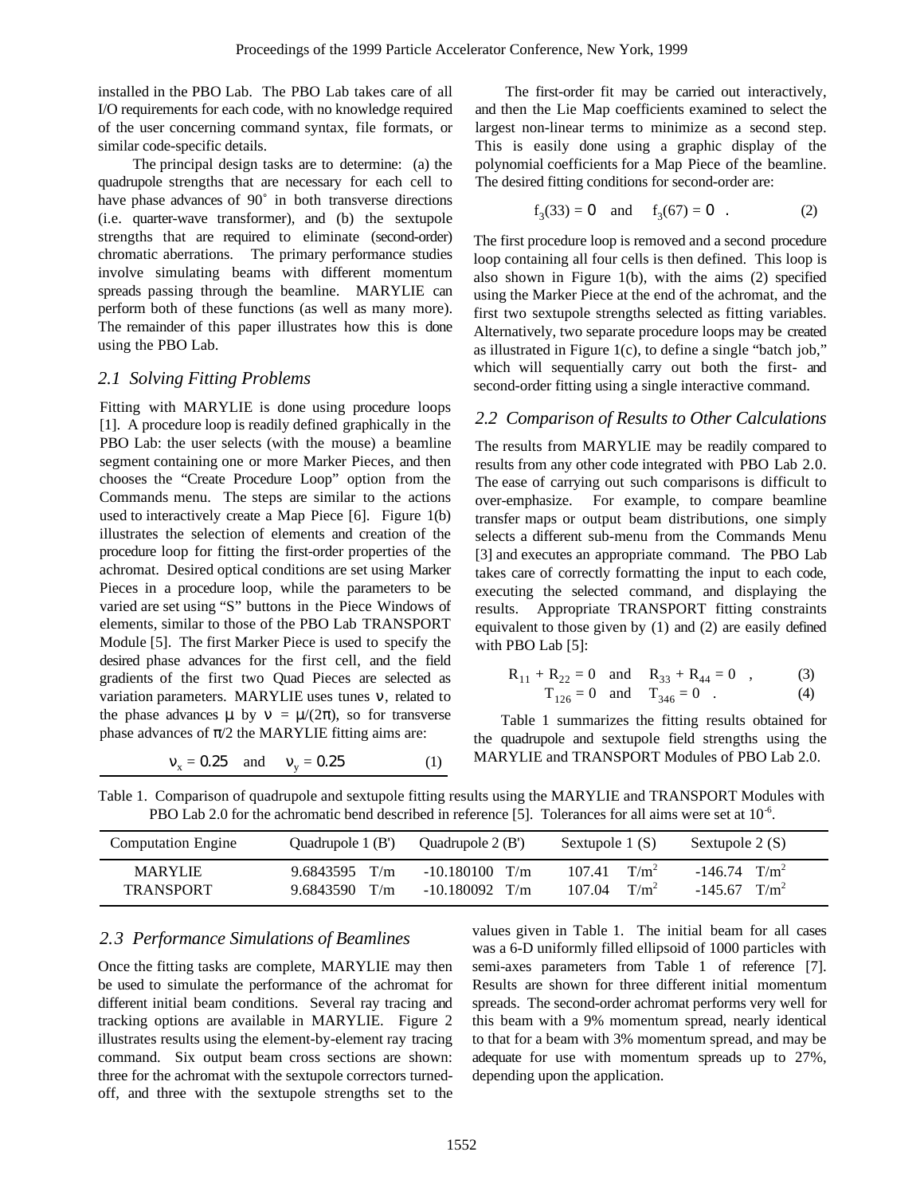installed in the PBO Lab. The PBO Lab takes care of all I/O requirements for each code, with no knowledge required of the user concerning command syntax, file formats, or similar code-specific details.

The principal design tasks are to determine: (a) the quadrupole strengths that are necessary for each cell to have phase advances of 90˚ in both transverse directions (i.e. quarter-wave transformer), and (b) the sextupole strengths that are required to eliminate (second-order) chromatic aberrations. The primary performance studies involve simulating beams with different momentum spreads passing through the beamline. MARYLIE can perform both of these functions (as well as many more). The remainder of this paper illustrates how this is done using the PBO Lab.

## 2.1 Solving Fitting Problems

Fitting with MARYLIE is done using procedure loops [1]. A procedure loop is readily defined graphically in the PBO Lab: the user selects (with the mouse) a beamline segment containing one or more Marker Pieces, and then chooses the "Create Procedure Loop" option from the Commands menu. The steps are similar to the actions used to interactively create a Map Piece [6]. Figure 1(b) illustrates the selection of elements and creation of the procedure loop for fitting the first-order properties of the achromat. Desired optical conditions are set using Marker Pieces in a procedure loop, while the parameters to be varied are set using "S" buttons in the Piece Windows of elements, similar to those of the PBO Lab TRANSPORT Module [5]. The first Marker Piece is used to specify the desired phase advances for the first cell, and the field gradients of the first two Quad Pieces are selected as variation parameters. MARYLIE uses tunes $\nu$, related to the phase advances $\mu$ by $\nu = \mu/(2\pi)$, so for transverse phase advances of $\pi/2$ the MARYLIE fitting aims are:

$$\nu_x = 0.25 \quad \text{and} \quad \nu_y = 0.25 \qquad (1)$$

The first-order fit may be carried out interactively, and then the Lie Map coefficients examined to select the largest non-linear terms to minimize as a second step. This is easily done using a graphic display of the polynomial coefficients for a Map Piece of the beamline. The desired fitting conditions for second-order are:

$$f_3(33) = 0 \quad \text{and} \quad f_3(67) = 0 \quad . \qquad (2)$$

The first procedure loop is removed and a second procedure loop containing all four cells is then defined. This loop is also shown in Figure 1(b), with the aims (2) specified using the Marker Piece at the end of the achromat, and the first two sextupole strengths selected as fitting variables. Alternatively, two separate procedure loops may be created as illustrated in Figure 1(c), to define a single "batch job," which will sequentially carry out both the first- and second-order fitting using a single interactive command.

## 2.2 Comparison of Results to Other Calculations

The results from MARYLIE may be readily compared to results from any other code integrated with PBO Lab 2.0. The ease of carrying out such comparisons is difficult to over-emphasize. For example, to compare beamline transfer maps or output beam distributions, one simply selects a different sub-menu from the Commands Menu [3] and executes an appropriate command. The PBO Lab takes care of correctly formatting the input to each code, executing the selected command, and displaying the results. Appropriate TRANSPORT fitting constraints equivalent to those given by (1) and (2) are easily defined with PBO Lab [5]:

$$R_{11} + R_{22} = 0 \quad \text{and} \quad R_{33} + R_{44} = 0 \quad , \qquad (3)$$

$$T_{126} = 0 \quad \text{and} \quad T_{346} = 0 \quad . \qquad (4)$$

Table 1 summarizes the fitting results obtained for the quadrupole and sextupole field strengths using the MARYLIE and TRANSPORT Modules of PBO Lab 2.0.

Table 1. Comparison of quadrupole and sextupole fitting results using the MARYLIE and TRANSPORT Modules with PBO Lab 2.0 for the achromatic bend described in reference [5]. Tolerances for all aims were set at $10^{-6}$.

| Computation Engine | Quadrupole 1 (B') | Quadrupole 2 (B') | Sextupole 1 (S) | Sextupole 2 (S) |
|---|---|---|---|---|
| MARYLIE | 9.6843595 T/m | -10.180100 T/m | 107.41 T/m$^2$ | -146.74 T/m$^2$ |
| TRANSPORT | 9.6843590 T/m | -10.180092 T/m | 107.04 T/m$^2$ | -145.67 T/m$^2$ |

## 2.3 Performance Simulations of Beamlines

Once the fitting tasks are complete, MARYLIE may then be used to simulate the performance of the achromat for different initial beam conditions. Several ray tracing and tracking options are available in MARYLIE. Figure 2 illustrates results using the element-by-element ray tracing command. Six output beam cross sections are shown: three for the achromat with the sextupole correctors turned-off, and three with the sextupole strengths set to the values given in Table 1. The initial beam for all cases was a 6-D uniformly filled ellipsoid of 1000 particles with semi-axes parameters from Table 1 of reference [7]. Results are shown for three different initial momentum spreads. The second-order achromat performs very well for this beam with a 9% momentum spread, nearly identical to that for a beam with 3% momentum spread, and may be adequate for use with momentum spreads up to 27%, depending upon the application.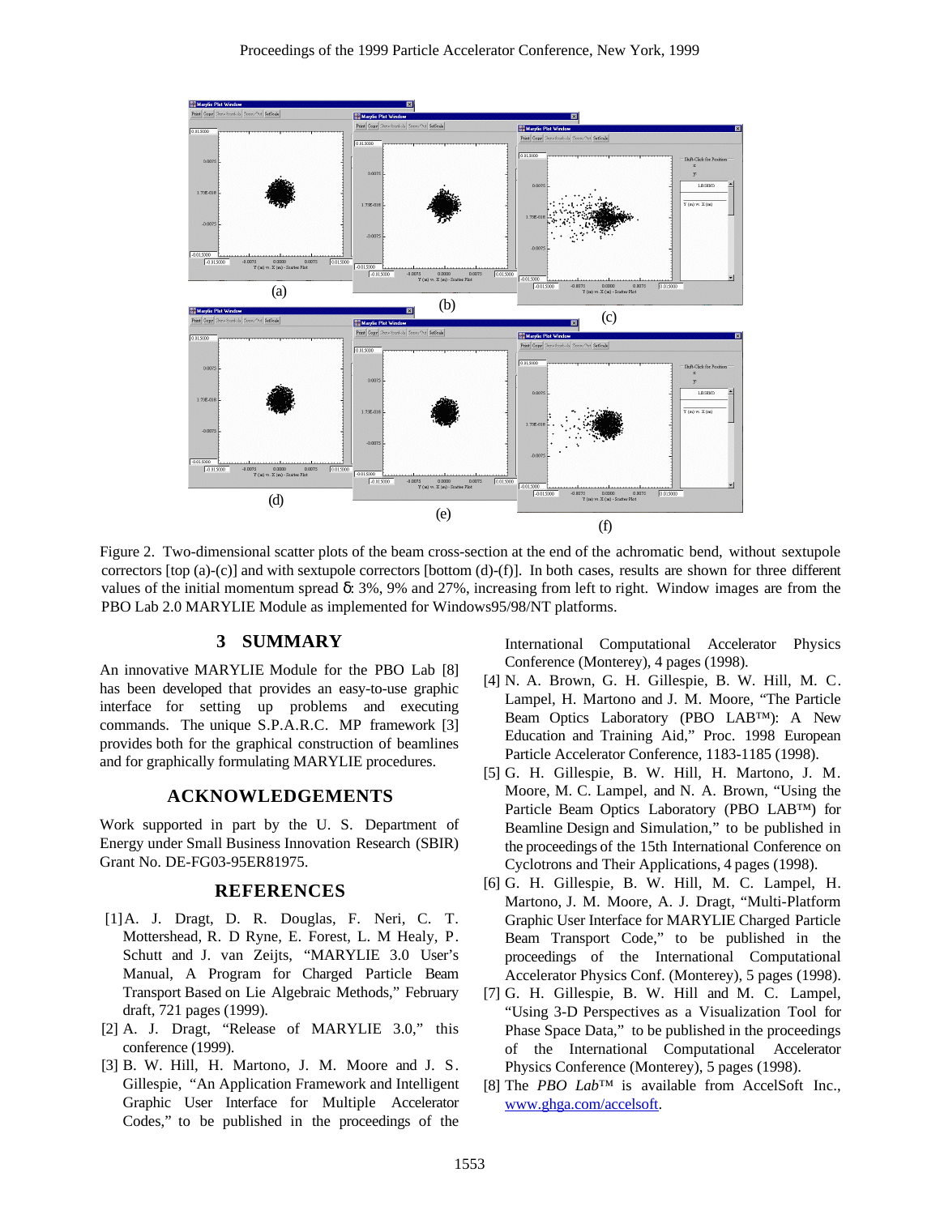(a)

(b)

(c)

(d)

(e)

(f)

Figure 2. Two-dimensional scatter plots of the beam cross-section at the end of the achromatic bend, without sextupole correctors [top (a)-(c)] and with sextupole correctors [bottom (d)-(f)]. In both cases, results are shown for three different values of the initial momentum spread δ: 3%, 9% and 27%, increasing from left to right. Window images are from the PBO Lab 2.0 MARYLIE Module as implemented for Windows95/98/NT platforms.

## 3 SUMMARY

An innovative MARYLIE Module for the PBO Lab [8] has been developed that provides an easy-to-use graphic interface for setting up problems and executing commands. The unique S.P.A.R.C. MP framework [3] provides both for the graphical construction of beamlines and for graphically formulating MARYLIE procedures.

## ACKNOWLEDGEMENTS

Work supported in part by the U. S. Department of Energy under Small Business Innovation Research (SBIR) Grant No. DE-FG03-95ER81975.

## REFERENCES

[1] A. J. Dragt, D. R. Douglas, F. Neri, C. T. Mottershead, R. D Ryne, E. Forest, L. M Healy, P. Schutt and J. van Zeijts, "MARYLIE 3.0 User's Manual, A Program for Charged Particle Beam Transport Based on Lie Algebraic Methods," February draft, 721 pages (1999).

[2] A. J. Dragt, "Release of MARYLIE 3.0," this conference (1999).

[3] B. W. Hill, H. Martono, J. M. Moore and J. S. Gillespie, "An Application Framework and Intelligent Graphic User Interface for Multiple Accelerator Codes," to be published in the proceedings of the International Computational Accelerator Physics Conference (Monterey), 4 pages (1998).

[4] N. A. Brown, G. H. Gillespie, B. W. Hill, M. C. Lampel, H. Martono and J. M. Moore, "The Particle Beam Optics Laboratory (PBO LAB™): A New Education and Training Aid," Proc. 1998 European Particle Accelerator Conference, 1183-1185 (1998).

[5] G. H. Gillespie, B. W. Hill, H. Martono, J. M. Moore, M. C. Lampel, and N. A. Brown, "Using the Particle Beam Optics Laboratory (PBO LAB™) for Beamline Design and Simulation," to be published in the proceedings of the 15th International Conference on Cyclotrons and Their Applications, 4 pages (1998).

[6] G. H. Gillespie, B. W. Hill, M. C. Lampel, H. Martono, J. M. Moore, A. J. Dragt, "Multi-Platform Graphic User Interface for MARYLIE Charged Particle Beam Transport Code," to be published in the proceedings of the International Computational Accelerator Physics Conf. (Monterey), 5 pages (1998).

[7] G. H. Gillespie, B. W. Hill and M. C. Lampel, "Using 3-D Perspectives as a Visualization Tool for Phase Space Data," to be published in the proceedings of the International Computational Accelerator Physics Conference (Monterey), 5 pages (1998).

[8] The *PBO Lab*™ is available from AccelSoft Inc., www.ghga.com/accelsoft.